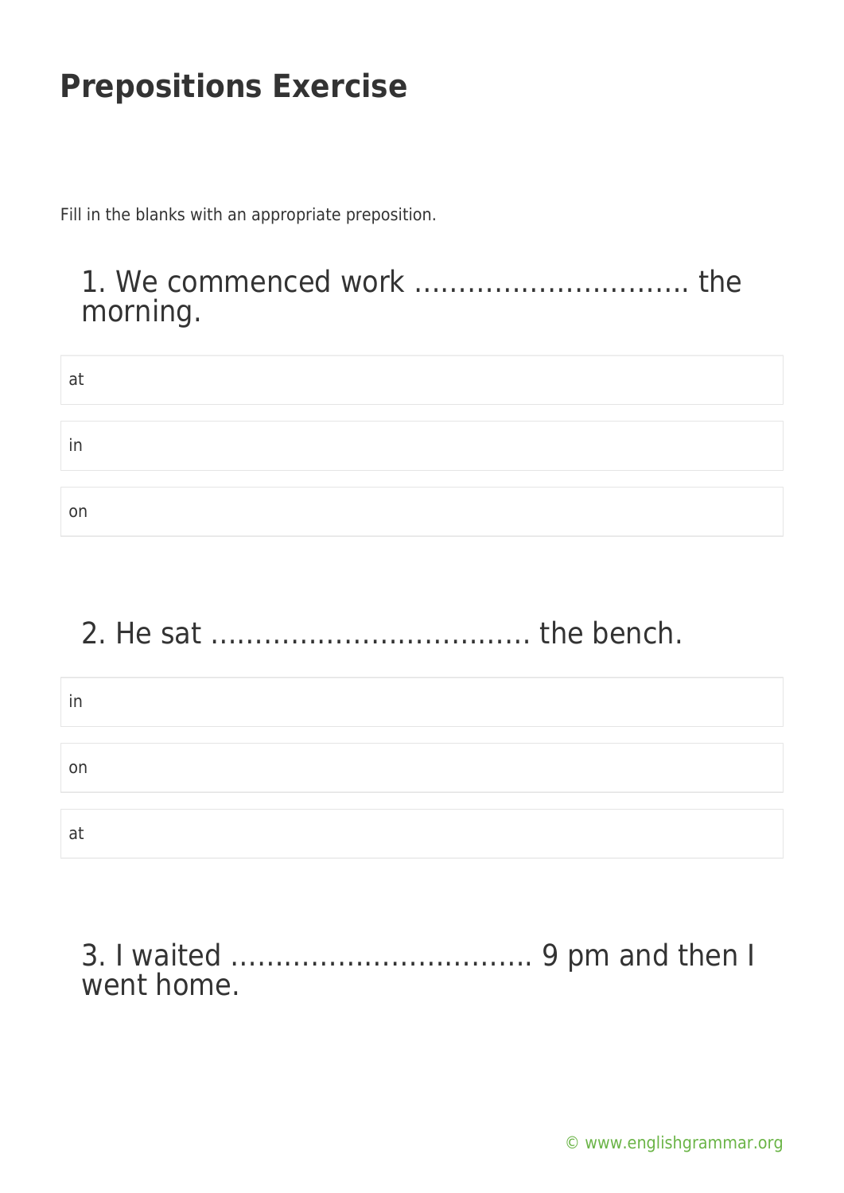# Prepositions Exercise

Fill in the blanks with an appropriate preposition.

## 1. We commenced work ………………………… the morning.

- at
- in
- on

## 2. He sat ……………………………… the bench.

- in
- on
- at

## 3. I waited …………………………… 9 pm and then I went home.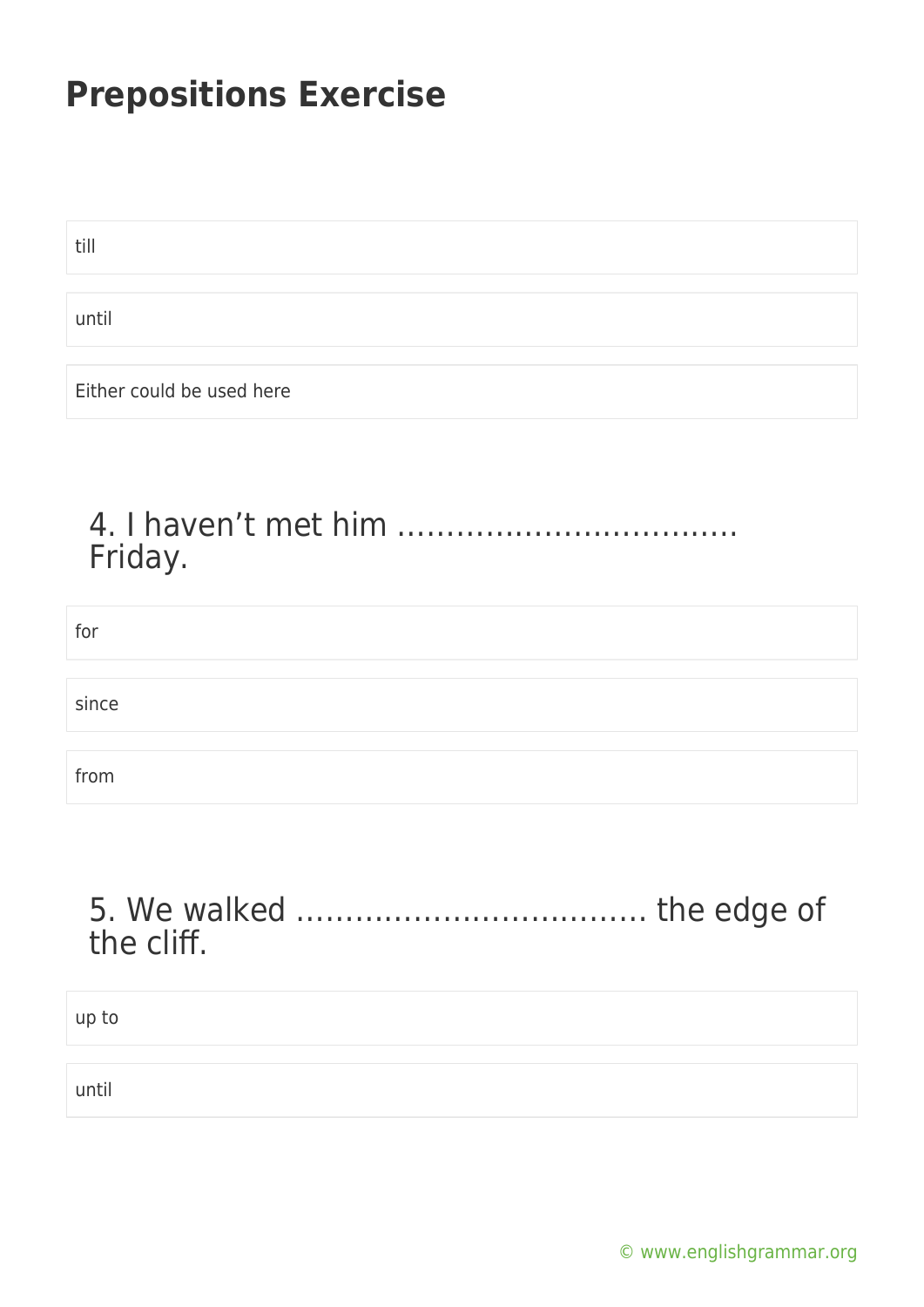# Prepositions Exercise

till

until

Either could be used here

## 4. I haven't met him ………………………………. Friday.

for

since

from

## 5. We walked ………………………………. the edge of the cliff.

up to

until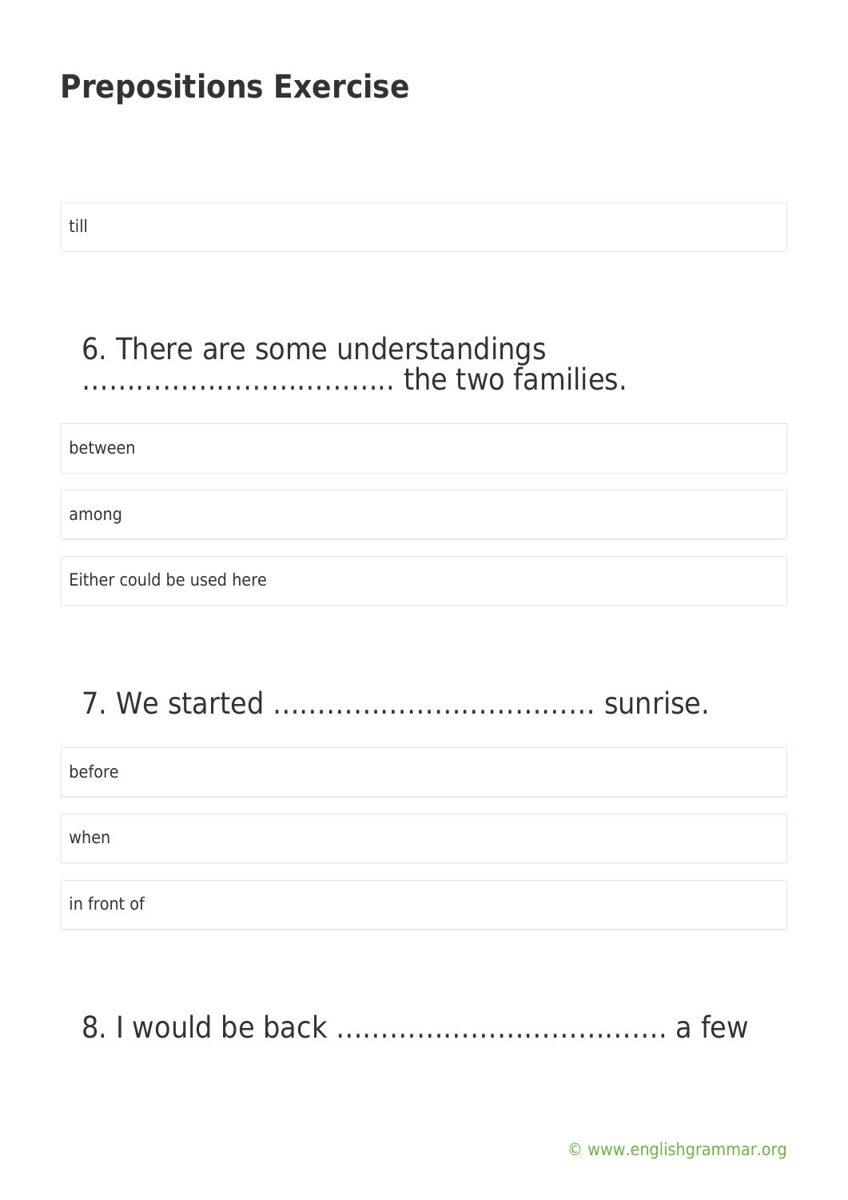till

## 6. There are some understandings ……………………………. the two families.

between

among

Either could be used here

## 7. We started ……………………………… sunrise.

before

when

in front of

## 8. I would be back ……………………………… a few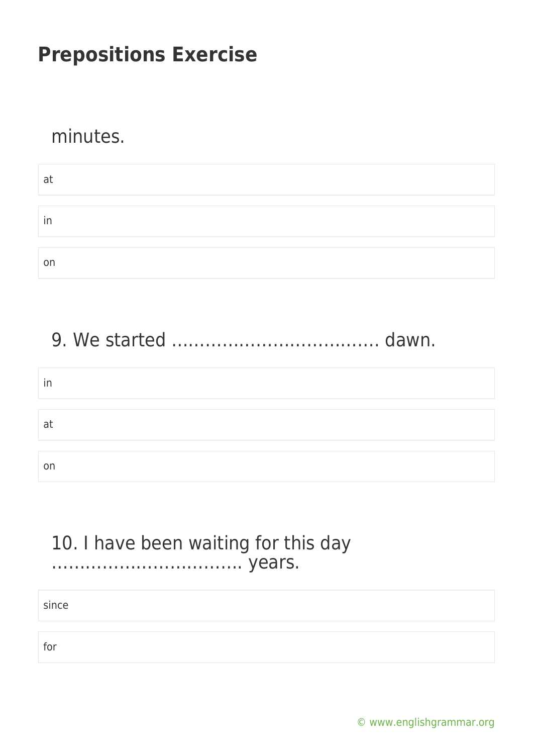## Prepositions Exercise

minutes.

at

in

on

9. We started ……………………………… dawn.

in

at

on

10. I have been waiting for this day …………………………… years.

since

for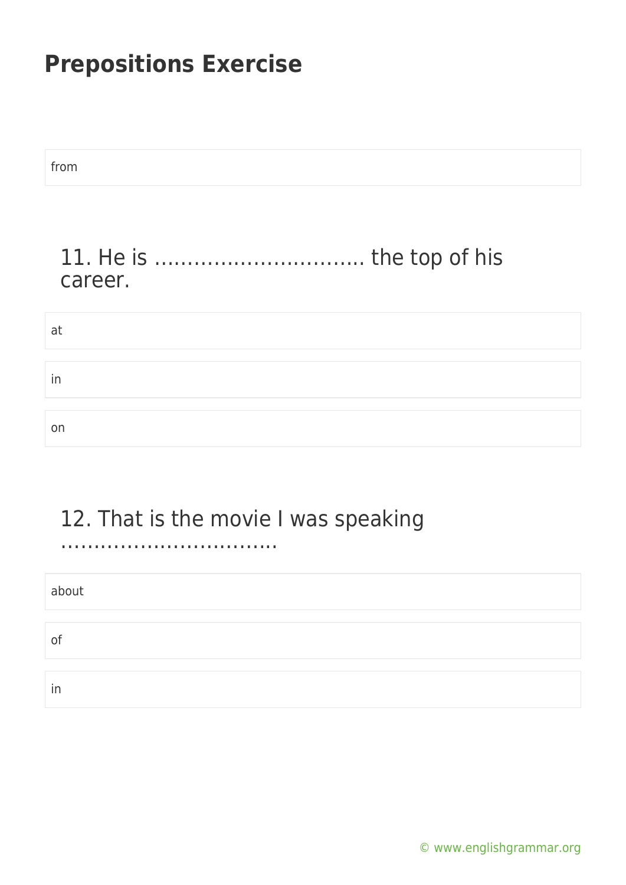# Prepositions Exercise

from

### 11. He is ………………………….. the top of his career.

at

in

on

### 12. That is the movie I was speaking ……………………………

about

of

in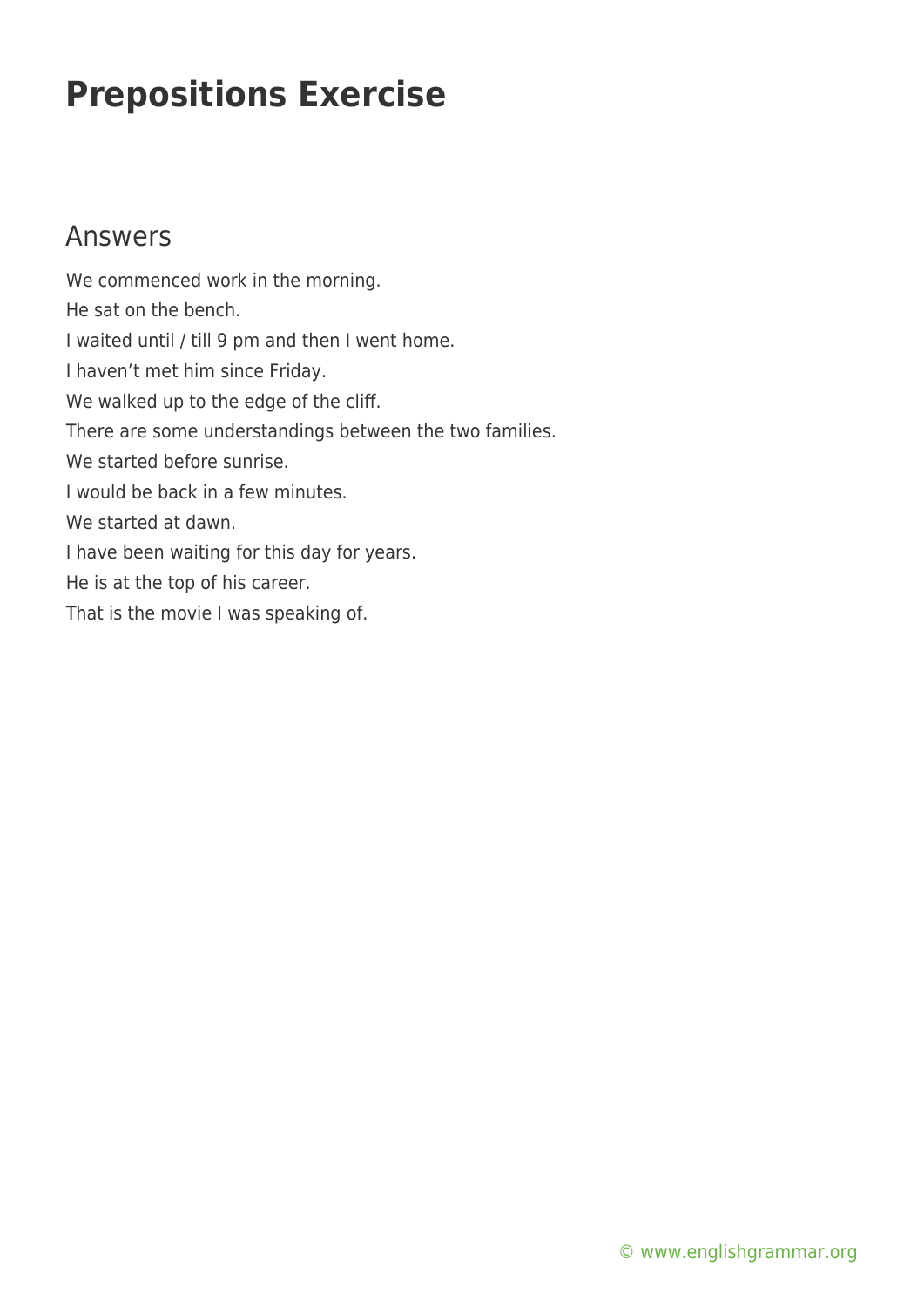# Prepositions Exercise

## Answers

We commenced work in the morning.

He sat on the bench.

I waited until / till 9 pm and then I went home.

I haven't met him since Friday.

We walked up to the edge of the cliff.

There are some understandings between the two families.

We started before sunrise.

I would be back in a few minutes.

We started at dawn.

I have been waiting for this day for years.

He is at the top of his career.

That is the movie I was speaking of.